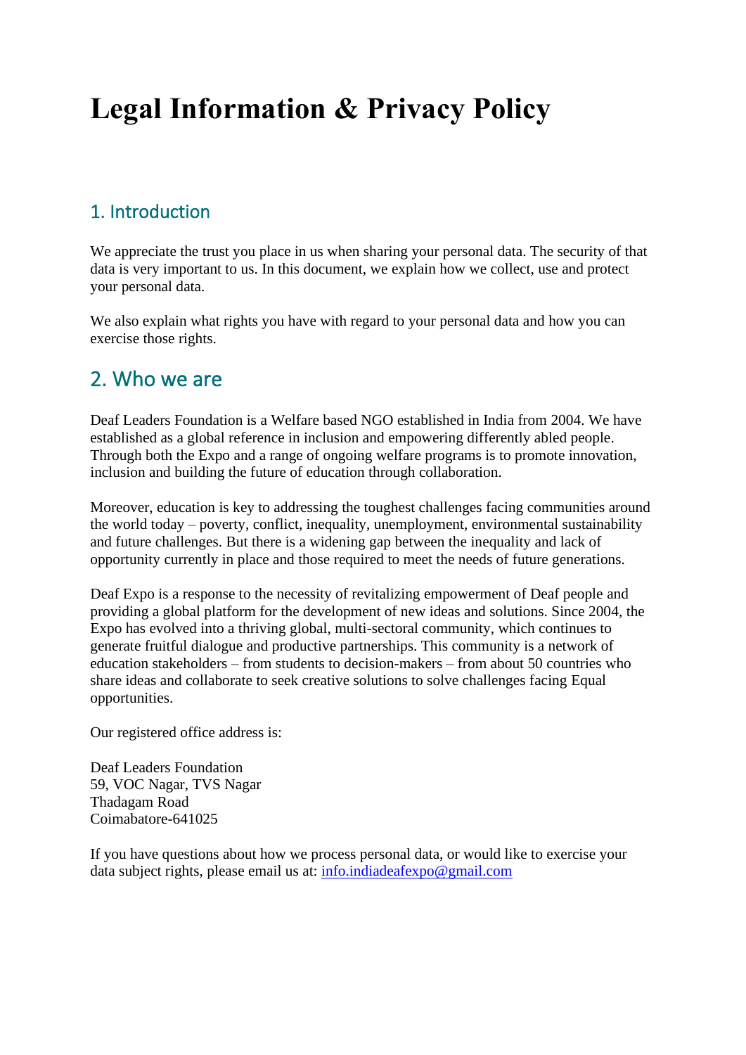# Legal Information & Privacy Policy

## 1. Introduction

We appreciate the trust you place in us when sharing your personal data. The security of that data is very important to us. In this document, we explain how we collect, use and protect your personal data.

We also explain what rights you have with regard to your personal data and how you can exercise those rights.

## 2. Who we are

Deaf Leaders Foundation is a Welfare based NGO established in India from 2004. We have established as a global reference in inclusion and empowering differently abled people. Through both the Expo and a range of ongoing welfare programs is to promote innovation, inclusion and building the future of education through collaboration.

Moreover, education is key to addressing the toughest challenges facing communities around the world today – poverty, conflict, inequality, unemployment, environmental sustainability and future challenges. But there is a widening gap between the inequality and lack of opportunity currently in place and those required to meet the needs of future generations.

Deaf Expo is a response to the necessity of revitalizing empowerment of Deaf people and providing a global platform for the development of new ideas and solutions. Since 2004, the Expo has evolved into a thriving global, multi-sectoral community, which continues to generate fruitful dialogue and productive partnerships. This community is a network of education stakeholders – from students to decision-makers – from about 50 countries who share ideas and collaborate to seek creative solutions to solve challenges facing Equal opportunities.

Our registered office address is:

Deaf Leaders Foundation
59, VOC Nagar, TVS Nagar
Thadagam Road
Coimbatore-641025

If you have questions about how we process personal data, or would like to exercise your data subject rights, please email us at: info.indiadeafexpo@gmail.com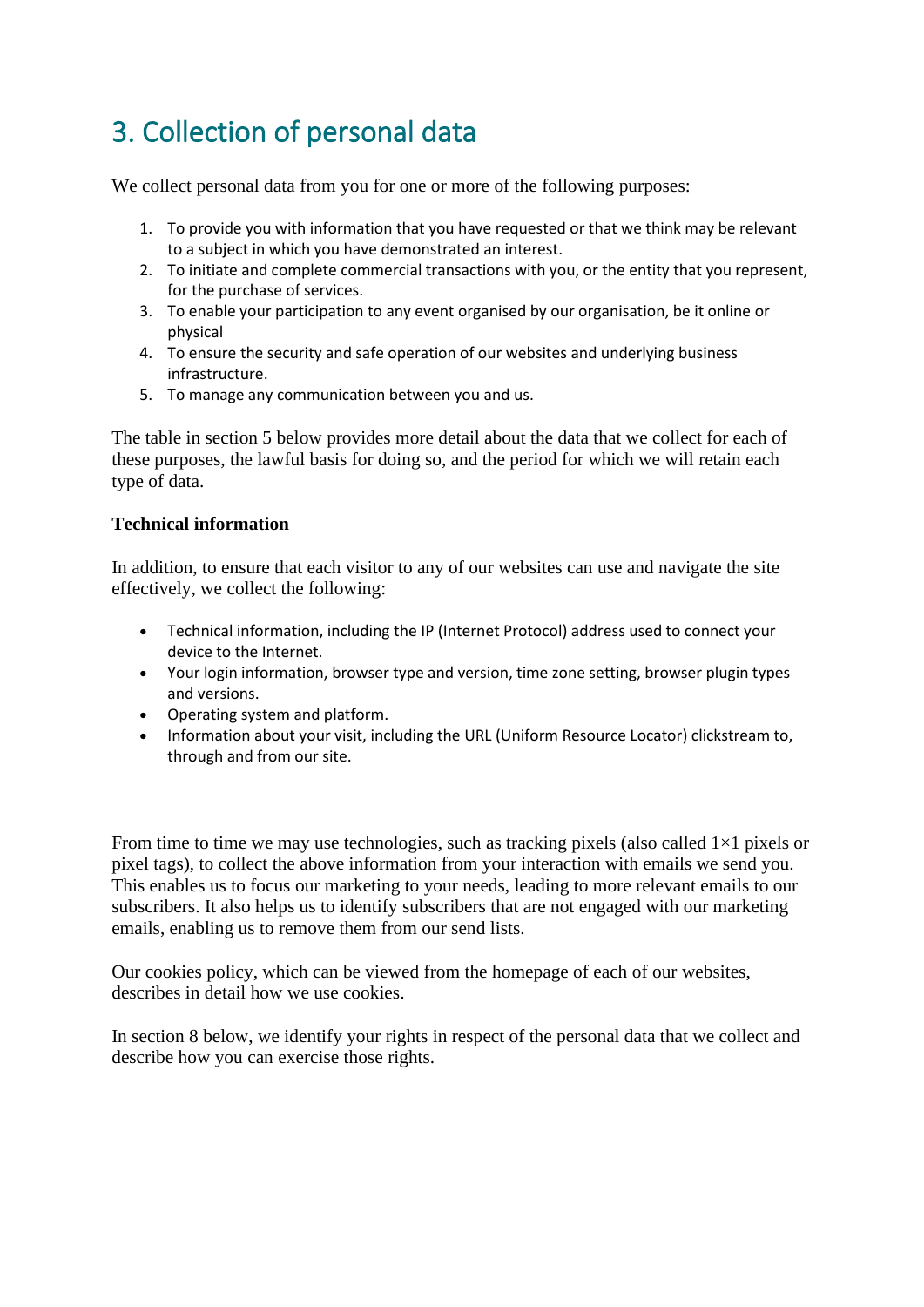# 3. Collection of personal data

We collect personal data from you for one or more of the following purposes:

1. To provide you with information that you have requested or that we think may be relevant to a subject in which you have demonstrated an interest.
2. To initiate and complete commercial transactions with you, or the entity that you represent, for the purchase of services.
3. To enable your participation to any event organised by our organisation, be it online or physical
4. To ensure the security and safe operation of our websites and underlying business infrastructure.
5. To manage any communication between you and us.

The table in section 5 below provides more detail about the data that we collect for each of these purposes, the lawful basis for doing so, and the period for which we will retain each type of data.

**Technical information**

In addition, to ensure that each visitor to any of our websites can use and navigate the site effectively, we collect the following:

- Technical information, including the IP (Internet Protocol) address used to connect your device to the Internet.
- Your login information, browser type and version, time zone setting, browser plugin types and versions.
- Operating system and platform.
- Information about your visit, including the URL (Uniform Resource Locator) clickstream to, through and from our site.

From time to time we may use technologies, such as tracking pixels (also called 1×1 pixels or pixel tags), to collect the above information from your interaction with emails we send you. This enables us to focus our marketing to your needs, leading to more relevant emails to our subscribers. It also helps us to identify subscribers that are not engaged with our marketing emails, enabling us to remove them from our send lists.

Our cookies policy, which can be viewed from the homepage of each of our websites, describes in detail how we use cookies.

In section 8 below, we identify your rights in respect of the personal data that we collect and describe how you can exercise those rights.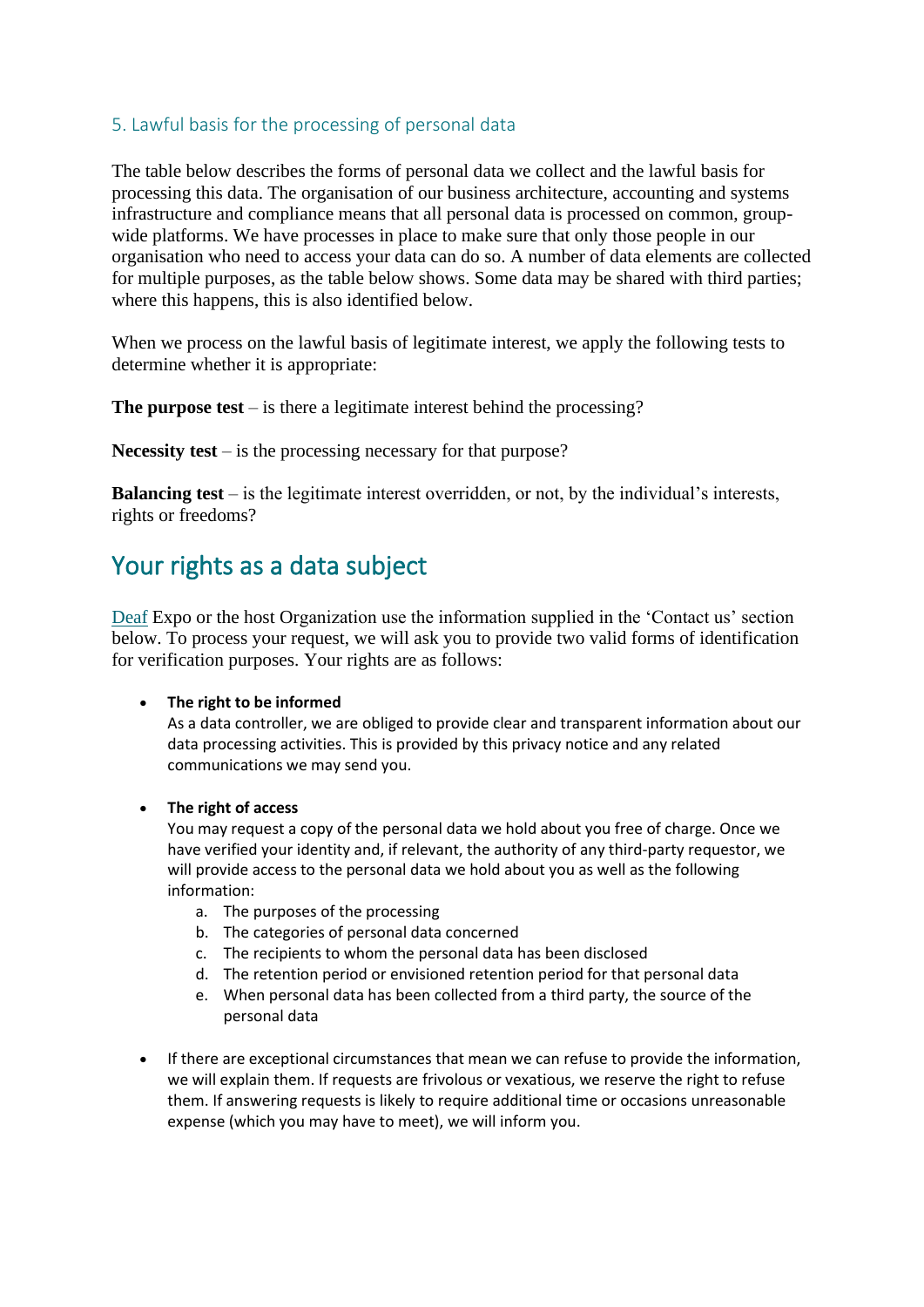### 5. Lawful basis for the processing of personal data

The table below describes the forms of personal data we collect and the lawful basis for processing this data. The organisation of our business architecture, accounting and systems infrastructure and compliance means that all personal data is processed on common, group-wide platforms. We have processes in place to make sure that only those people in our organisation who need to access your data can do so. A number of data elements are collected for multiple purposes, as the table below shows. Some data may be shared with third parties; where this happens, this is also identified below.

When we process on the lawful basis of legitimate interest, we apply the following tests to determine whether it is appropriate:

**The purpose test** – is there a legitimate interest behind the processing?

**Necessity test** – is the processing necessary for that purpose?

**Balancing test** – is the legitimate interest overridden, or not, by the individual's interests, rights or freedoms?

## Your rights as a data subject

Deaf Expo or the host Organization use the information supplied in the 'Contact us' section below. To process your request, we will ask you to provide two valid forms of identification for verification purposes. Your rights are as follows:

- **The right to be informed**
  As a data controller, we are obliged to provide clear and transparent information about our data processing activities. This is provided by this privacy notice and any related communications we may send you.

- **The right of access**
  You may request a copy of the personal data we hold about you free of charge. Once we have verified your identity and, if relevant, the authority of any third-party requestor, we will provide access to the personal data we hold about you as well as the following information:
  a. The purposes of the processing
  b. The categories of personal data concerned
  c. The recipients to whom the personal data has been disclosed
  d. The retention period or envisioned retention period for that personal data
  e. When personal data has been collected from a third party, the source of the personal data

- If there are exceptional circumstances that mean we can refuse to provide the information, we will explain them. If requests are frivolous or vexatious, we reserve the right to refuse them. If answering requests is likely to require additional time or occasions unreasonable expense (which you may have to meet), we will inform you.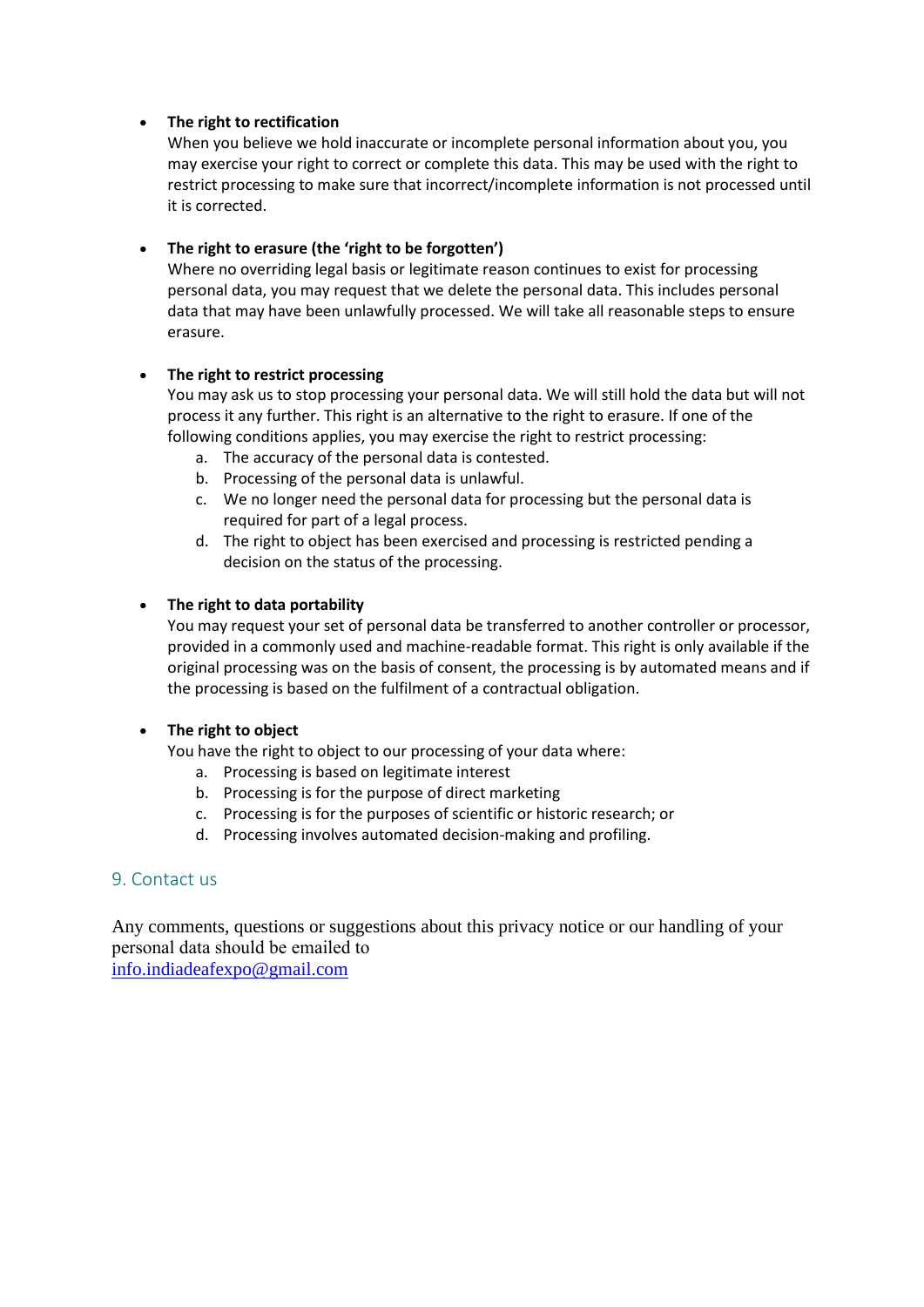- **The right to rectification**
  When you believe we hold inaccurate or incomplete personal information about you, you may exercise your right to correct or complete this data. This may be used with the right to restrict processing to make sure that incorrect/incomplete information is not processed until it is corrected.

- **The right to erasure (the 'right to be forgotten')**
  Where no overriding legal basis or legitimate reason continues to exist for processing personal data, you may request that we delete the personal data. This includes personal data that may have been unlawfully processed. We will take all reasonable steps to ensure erasure.

- **The right to restrict processing**
  You may ask us to stop processing your personal data. We will still hold the data but will not process it any further. This right is an alternative to the right to erasure. If one of the following conditions applies, you may exercise the right to restrict processing:
  a. The accuracy of the personal data is contested.
  b. Processing of the personal data is unlawful.
  c. We no longer need the personal data for processing but the personal data is required for part of a legal process.
  d. The right to object has been exercised and processing is restricted pending a decision on the status of the processing.

- **The right to data portability**
  You may request your set of personal data be transferred to another controller or processor, provided in a commonly used and machine-readable format. This right is only available if the original processing was on the basis of consent, the processing is by automated means and if the processing is based on the fulfilment of a contractual obligation.

- **The right to object**
  You have the right to object to our processing of your data where:
  a. Processing is based on legitimate interest
  b. Processing is for the purpose of direct marketing
  c. Processing is for the purposes of scientific or historic research; or
  d. Processing involves automated decision-making and profiling.

## 9. Contact us

Any comments, questions or suggestions about this privacy notice or our handling of your personal data should be emailed to
info.indiadeafexpo@gmail.com